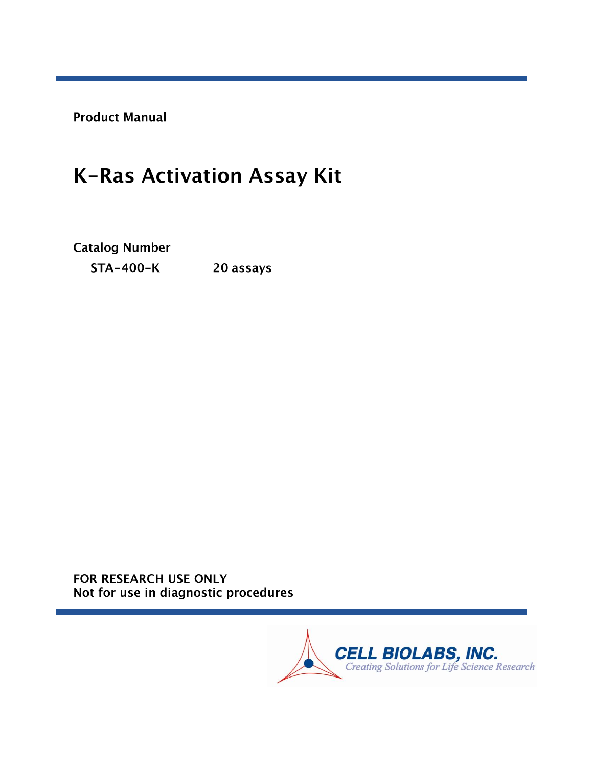**Product Manual**

# K-Ras Activation Assay Kit

**Catalog Number**

**STA-400-K** **20 assays**

**FOR RESEARCH USE ONLY**
**Not for use in diagnostic procedures**

CELL BIOLABS, INC.
*Creating Solutions for Life Science Research*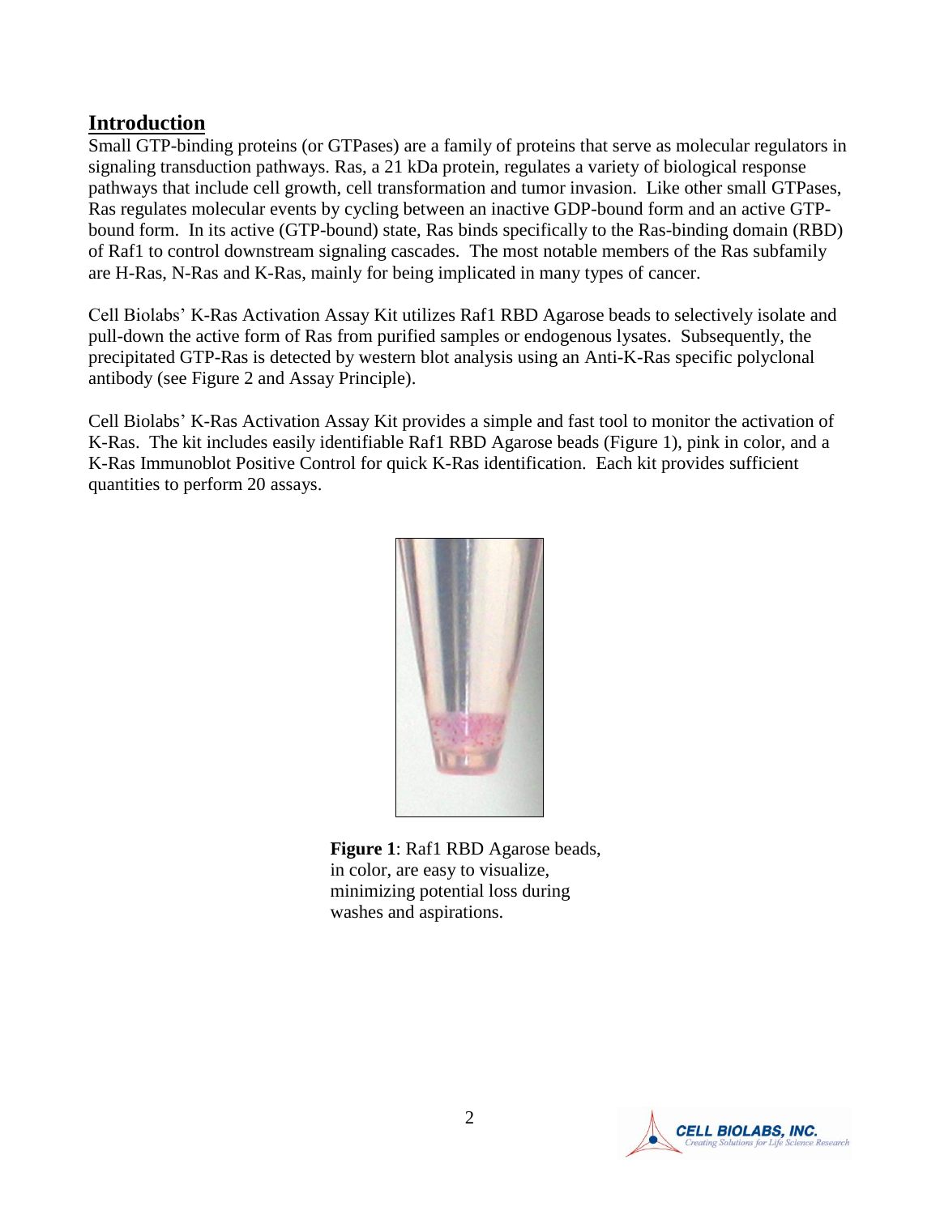## Introduction

Small GTP-binding proteins (or GTPases) are a family of proteins that serve as molecular regulators in signaling transduction pathways. Ras, a 21 kDa protein, regulates a variety of biological response pathways that include cell growth, cell transformation and tumor invasion. Like other small GTPases, Ras regulates molecular events by cycling between an inactive GDP-bound form and an active GTP-bound form. In its active (GTP-bound) state, Ras binds specifically to the Ras-binding domain (RBD) of Raf1 to control downstream signaling cascades. The most notable members of the Ras subfamily are H-Ras, N-Ras and K-Ras, mainly for being implicated in many types of cancer.

Cell Biolabs' K-Ras Activation Assay Kit utilizes Raf1 RBD Agarose beads to selectively isolate and pull-down the active form of Ras from purified samples or endogenous lysates. Subsequently, the precipitated GTP-Ras is detected by western blot analysis using an Anti-K-Ras specific polyclonal antibody (see Figure 2 and Assay Principle).

Cell Biolabs' K-Ras Activation Assay Kit provides a simple and fast tool to monitor the activation of K-Ras. The kit includes easily identifiable Raf1 RBD Agarose beads (Figure 1), pink in color, and a K-Ras Immunoblot Positive Control for quick K-Ras identification. Each kit provides sufficient quantities to perform 20 assays.

**Figure 1**: Raf1 RBD Agarose beads, in color, are easy to visualize, minimizing potential loss during washes and aspirations.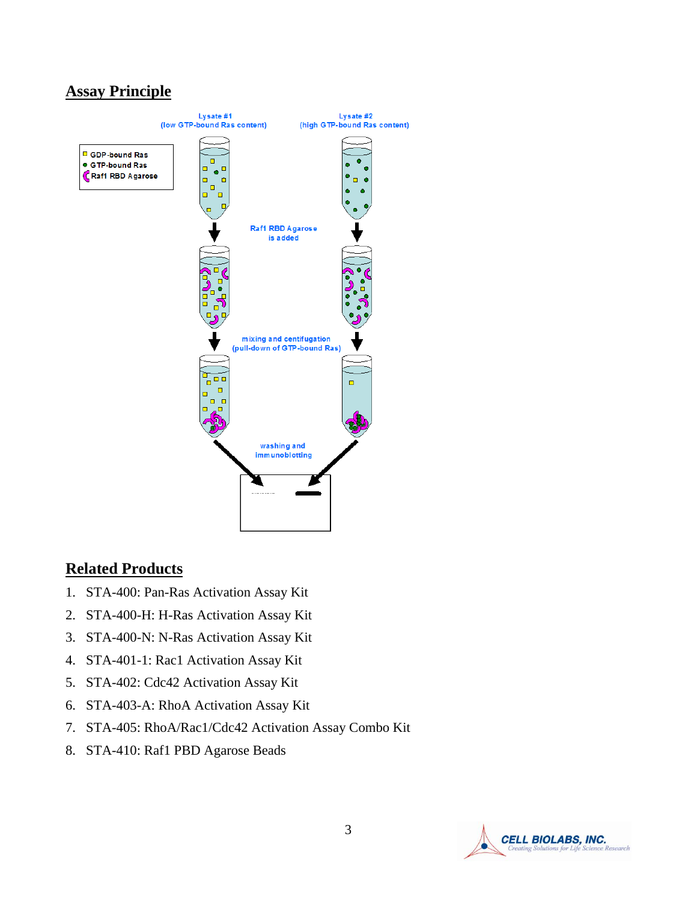## Assay Principle

## Related Products

1. STA-400: Pan-Ras Activation Assay Kit
2. STA-400-H: H-Ras Activation Assay Kit
3. STA-400-N: N-Ras Activation Assay Kit
4. STA-401-1: Rac1 Activation Assay Kit
5. STA-402: Cdc42 Activation Assay Kit
6. STA-403-A: RhoA Activation Assay Kit
7. STA-405: RhoA/Rac1/Cdc42 Activation Assay Combo Kit
8. STA-410: Raf1 PBD Agarose Beads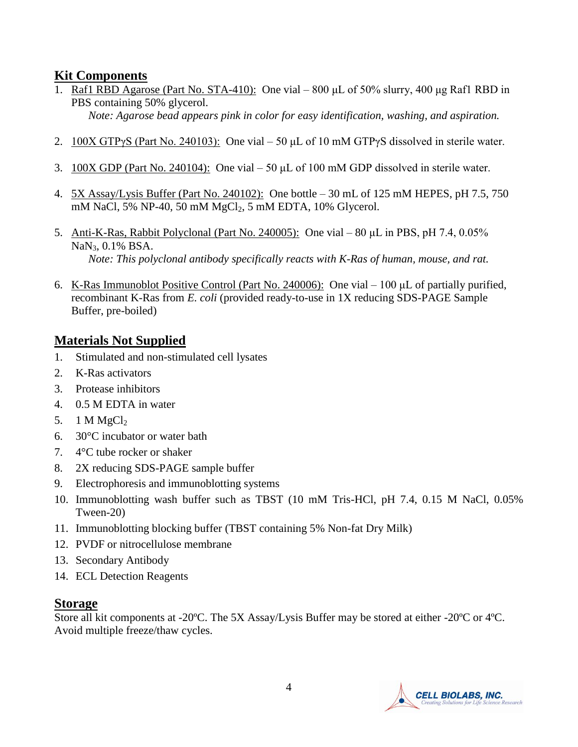## Kit Components

1. Raf1 RBD Agarose (Part No. STA-410): One vial – 800 µL of 50% slurry, 400 µg Raf1 RBD in PBS containing 50% glycerol.
   *Note: Agarose bead appears pink in color for easy identification, washing, and aspiration.*

2. 100X GTPγS (Part No. 240103): One vial – 50 µL of 10 mM GTPγS dissolved in sterile water.

3. 100X GDP (Part No. 240104): One vial – 50 µL of 100 mM GDP dissolved in sterile water.

4. 5X Assay/Lysis Buffer (Part No. 240102): One bottle – 30 mL of 125 mM HEPES, pH 7.5, 750 mM NaCl, 5% NP-40, 50 mM $MgCl_2$, 5 mM EDTA, 10% Glycerol.

5. Anti-K-Ras, Rabbit Polyclonal (Part No. 240005): One vial – 80 µL in PBS, pH 7.4, 0.05% $NaN_3$, 0.1% BSA.
   *Note: This polyclonal antibody specifically reacts with K-Ras of human, mouse, and rat.*

6. K-Ras Immunoblot Positive Control (Part No. 240006): One vial – 100 µL of partially purified, recombinant K-Ras from *E. coli* (provided ready-to-use in 1X reducing SDS-PAGE Sample Buffer, pre-boiled)

## Materials Not Supplied

1. Stimulated and non-stimulated cell lysates
2. K-Ras activators
3. Protease inhibitors
4. 0.5 M EDTA in water
5. 1 M $MgCl_2$
6. 30°C incubator or water bath
7. 4°C tube rocker or shaker
8. 2X reducing SDS-PAGE sample buffer
9. Electrophoresis and immunoblotting systems
10. Immunoblotting wash buffer such as TBST (10 mM Tris-HCl, pH 7.4, 0.15 M NaCl, 0.05% Tween-20)
11. Immunoblotting blocking buffer (TBST containing 5% Non-fat Dry Milk)
12. PVDF or nitrocellulose membrane
13. Secondary Antibody
14. ECL Detection Reagents

## Storage

Store all kit components at -20ºC. The 5X Assay/Lysis Buffer may be stored at either -20ºC or 4ºC. Avoid multiple freeze/thaw cycles.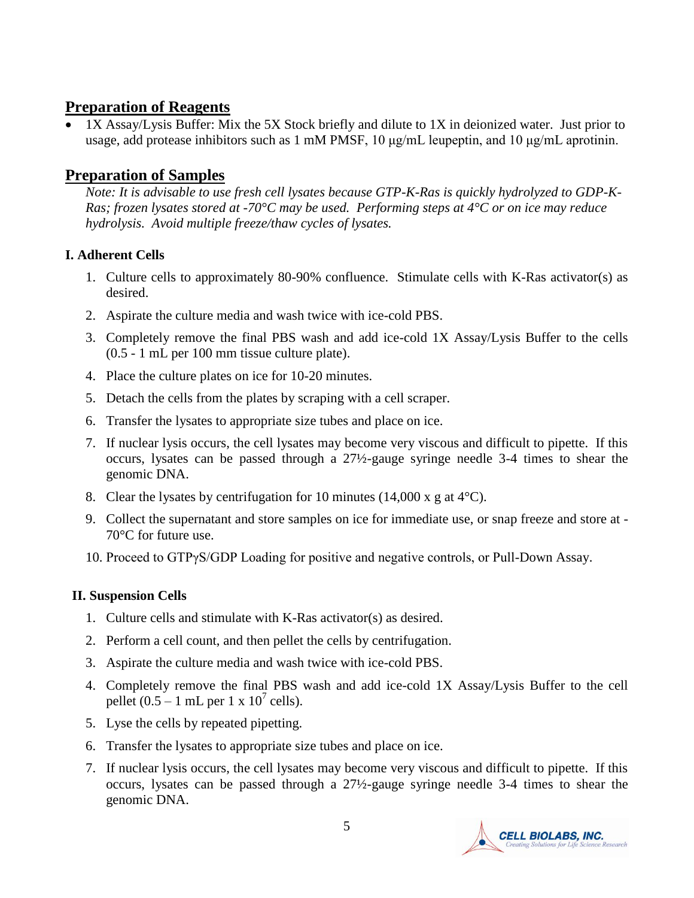## Preparation of Reagents

- 1X Assay/Lysis Buffer: Mix the 5X Stock briefly and dilute to 1X in deionized water. Just prior to usage, add protease inhibitors such as 1 mM PMSF, 10 µg/mL leupeptin, and 10 µg/mL aprotinin.

## Preparation of Samples

*Note: It is advisable to use fresh cell lysates because GTP-K-Ras is quickly hydrolyzed to GDP-K-Ras; frozen lysates stored at -70°C may be used. Performing steps at 4°C or on ice may reduce hydrolysis. Avoid multiple freeze/thaw cycles of lysates.*

### I. Adherent Cells

1. Culture cells to approximately 80-90% confluence. Stimulate cells with K-Ras activator(s) as desired.
2. Aspirate the culture media and wash twice with ice-cold PBS.
3. Completely remove the final PBS wash and add ice-cold 1X Assay/Lysis Buffer to the cells (0.5 - 1 mL per 100 mm tissue culture plate).
4. Place the culture plates on ice for 10-20 minutes.
5. Detach the cells from the plates by scraping with a cell scraper.
6. Transfer the lysates to appropriate size tubes and place on ice.
7. If nuclear lysis occurs, the cell lysates may become very viscous and difficult to pipette. If this occurs, lysates can be passed through a 27½-gauge syringe needle 3-4 times to shear the genomic DNA.
8. Clear the lysates by centrifugation for 10 minutes (14,000 x g at 4°C).
9. Collect the supernatant and store samples on ice for immediate use, or snap freeze and store at -70°C for future use.
10. Proceed to GTPγS/GDP Loading for positive and negative controls, or Pull-Down Assay.

### II. Suspension Cells

1. Culture cells and stimulate with K-Ras activator(s) as desired.
2. Perform a cell count, and then pellet the cells by centrifugation.
3. Aspirate the culture media and wash twice with ice-cold PBS.
4. Completely remove the final PBS wash and add ice-cold 1X Assay/Lysis Buffer to the cell pellet (0.5 – 1 mL per 1 x $10^7$ cells).
5. Lyse the cells by repeated pipetting.
6. Transfer the lysates to appropriate size tubes and place on ice.
7. If nuclear lysis occurs, the cell lysates may become very viscous and difficult to pipette. If this occurs, lysates can be passed through a 27½-gauge syringe needle 3-4 times to shear the genomic DNA.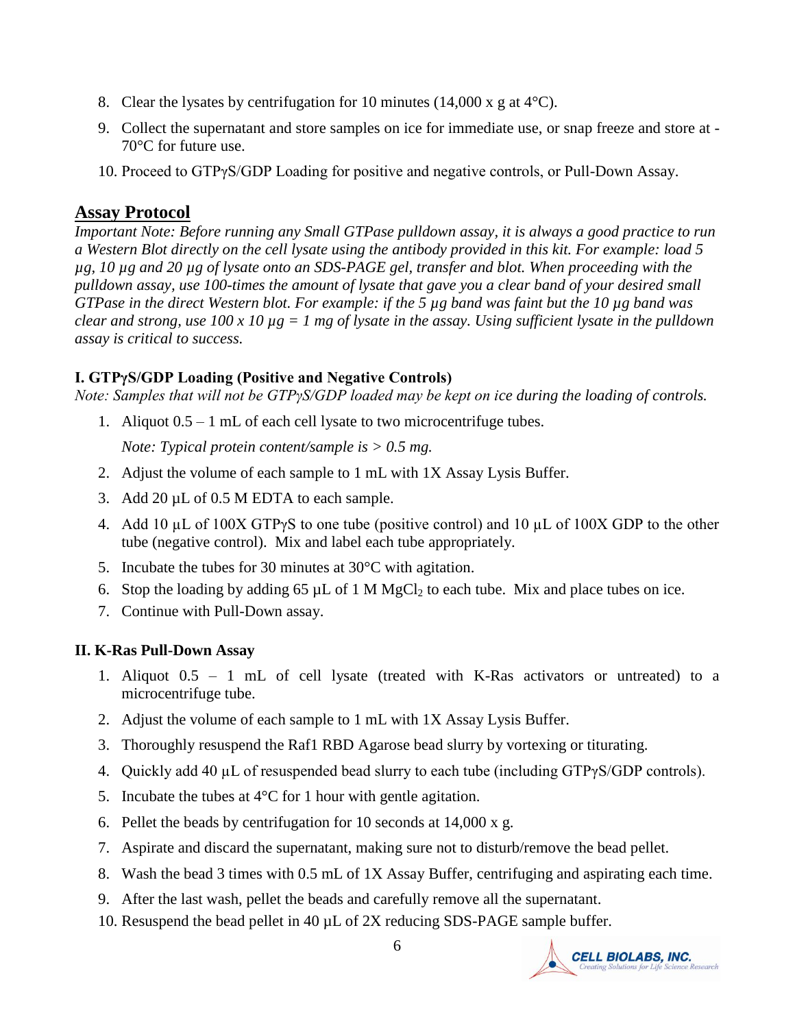8. Clear the lysates by centrifugation for 10 minutes (14,000 x g at 4°C).
9. Collect the supernatant and store samples on ice for immediate use, or snap freeze and store at -70°C for future use.
10. Proceed to GTPγS/GDP Loading for positive and negative controls, or Pull-Down Assay.

## Assay Protocol

*Important Note: Before running any Small GTPase pulldown assay, it is always a good practice to run a Western Blot directly on the cell lysate using the antibody provided in this kit. For example: load 5 µg, 10 µg and 20 µg of lysate onto an SDS-PAGE gel, transfer and blot. When proceeding with the pulldown assay, use 100-times the amount of lysate that gave you a clear band of your desired small GTPase in the direct Western blot. For example: if the 5 µg band was faint but the 10 µg band was clear and strong, use 100 x 10 µg = 1 mg of lysate in the assay. Using sufficient lysate in the pulldown assay is critical to success.*

### I. GTPγS/GDP Loading (Positive and Negative Controls)

*Note: Samples that will not be GTPγS/GDP loaded may be kept on ice during the loading of controls.*

1. Aliquot 0.5 – 1 mL of each cell lysate to two microcentrifuge tubes.

   *Note: Typical protein content/sample is > 0.5 mg.*

2. Adjust the volume of each sample to 1 mL with 1X Assay Lysis Buffer.
3. Add 20 µL of 0.5 M EDTA to each sample.
4. Add 10 µL of 100X GTPγS to one tube (positive control) and 10 µL of 100X GDP to the other tube (negative control). Mix and label each tube appropriately.
5. Incubate the tubes for 30 minutes at 30°C with agitation.
6. Stop the loading by adding 65 µL of 1 M $MgCl_2$ to each tube. Mix and place tubes on ice.
7. Continue with Pull-Down assay.

### II. K-Ras Pull-Down Assay

1. Aliquot 0.5 – 1 mL of cell lysate (treated with K-Ras activators or untreated) to a microcentrifuge tube.
2. Adjust the volume of each sample to 1 mL with 1X Assay Lysis Buffer.
3. Thoroughly resuspend the Raf1 RBD Agarose bead slurry by vortexing or titurating.
4. Quickly add 40 µL of resuspended bead slurry to each tube (including GTPγS/GDP controls).
5. Incubate the tubes at 4°C for 1 hour with gentle agitation.
6. Pellet the beads by centrifugation for 10 seconds at 14,000 x g.
7. Aspirate and discard the supernatant, making sure not to disturb/remove the bead pellet.
8. Wash the bead 3 times with 0.5 mL of 1X Assay Buffer, centrifuging and aspirating each time.
9. After the last wash, pellet the beads and carefully remove all the supernatant.
10. Resuspend the bead pellet in 40 µL of 2X reducing SDS-PAGE sample buffer.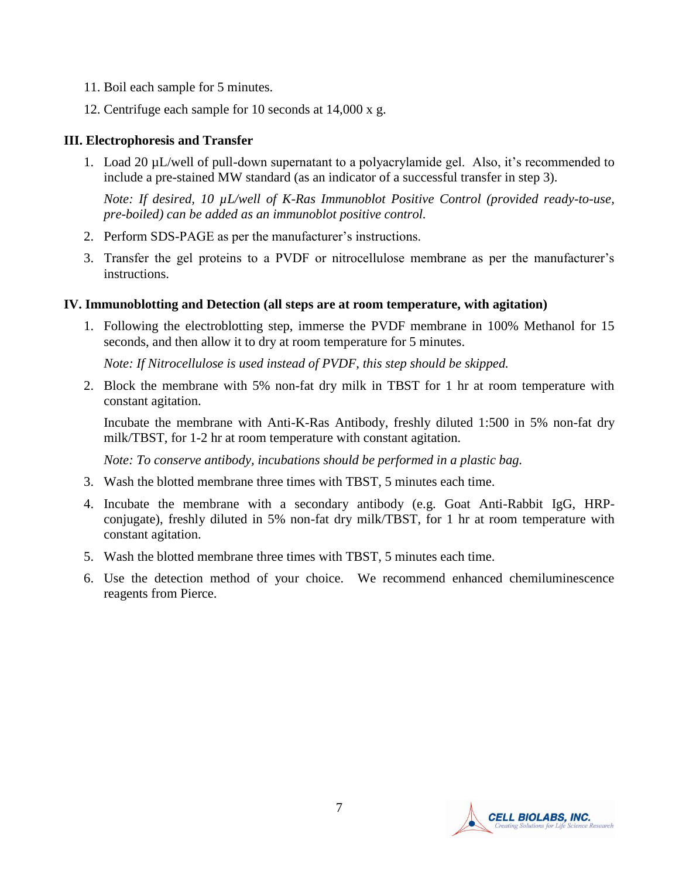11. Boil each sample for 5 minutes.
12. Centrifuge each sample for 10 seconds at 14,000 x g.

## III. Electrophoresis and Transfer

1. Load 20 µL/well of pull-down supernatant to a polyacrylamide gel. Also, it's recommended to include a pre-stained MW standard (as an indicator of a successful transfer in step 3).

   *Note: If desired, 10 µL/well of K-Ras Immunoblot Positive Control (provided ready-to-use, pre-boiled) can be added as an immunoblot positive control.*

2. Perform SDS-PAGE as per the manufacturer's instructions.
3. Transfer the gel proteins to a PVDF or nitrocellulose membrane as per the manufacturer's instructions.

## IV. Immunoblotting and Detection (all steps are at room temperature, with agitation)

1. Following the electroblotting step, immerse the PVDF membrane in 100% Methanol for 15 seconds, and then allow it to dry at room temperature for 5 minutes.

   *Note: If Nitrocellulose is used instead of PVDF, this step should be skipped.*

2. Block the membrane with 5% non-fat dry milk in TBST for 1 hr at room temperature with constant agitation.

   Incubate the membrane with Anti-K-Ras Antibody, freshly diluted 1:500 in 5% non-fat dry milk/TBST, for 1-2 hr at room temperature with constant agitation.

   *Note: To conserve antibody, incubations should be performed in a plastic bag.*

3. Wash the blotted membrane three times with TBST, 5 minutes each time.
4. Incubate the membrane with a secondary antibody (e.g. Goat Anti-Rabbit IgG, HRP-conjugate), freshly diluted in 5% non-fat dry milk/TBST, for 1 hr at room temperature with constant agitation.
5. Wash the blotted membrane three times with TBST, 5 minutes each time.
6. Use the detection method of your choice. We recommend enhanced chemiluminescence reagents from Pierce.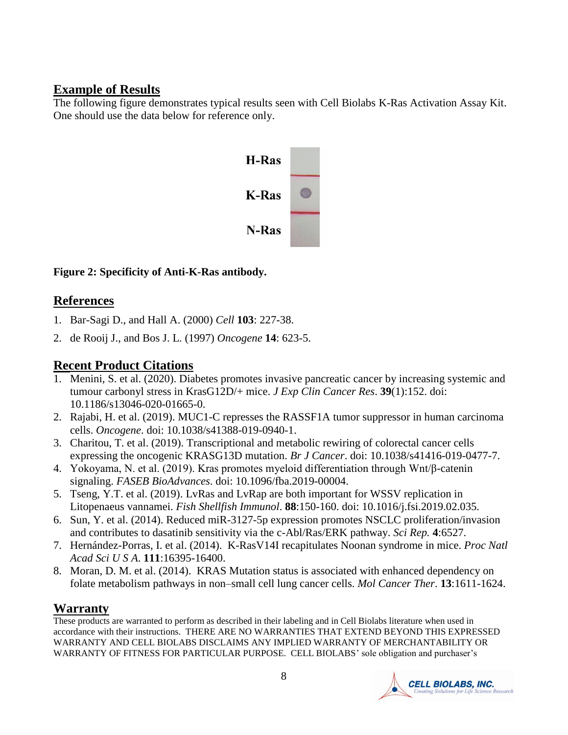## Example of Results

The following figure demonstrates typical results seen with Cell Biolabs K-Ras Activation Assay Kit. One should use the data below for reference only.

H-Ras

K-Ras

N-Ras

**Figure 2: Specificity of Anti-K-Ras antibody.**

## References

1. Bar-Sagi D., and Hall A. (2000) *Cell* **103**: 227-38.
2. de Rooij J., and Bos J. L. (1997) *Oncogene* **14**: 623-5.

## Recent Product Citations

1. Menini, S. et al. (2020). Diabetes promotes invasive pancreatic cancer by increasing systemic and tumour carbonyl stress in KrasG12D/+ mice. *J Exp Clin Cancer Res*. **39**(1):152. doi: 10.1186/s13046-020-01665-0.
2. Rajabi, H. et al. (2019). MUC1-C represses the RASSF1A tumor suppressor in human carcinoma cells. *Oncogene*. doi: 10.1038/s41388-019-0940-1.
3. Charitou, T. et al. (2019). Transcriptional and metabolic rewiring of colorectal cancer cells expressing the oncogenic KRASG13D mutation. *Br J Cancer*. doi: 10.1038/s41416-019-0477-7.
4. Yokoyama, N. et al. (2019). Kras promotes myeloid differentiation through Wnt/β-catenin signaling. *FASEB BioAdvances*. doi: 10.1096/fba.2019-00004.
5. Tseng, Y.T. et al. (2019). LvRas and LvRap are both important for WSSV replication in Litopenaeus vannamei. *Fish Shellfish Immunol*. **88**:150-160. doi: 10.1016/j.fsi.2019.02.035.
6. Sun, Y. et al. (2014). Reduced miR-3127-5p expression promotes NSCLC proliferation/invasion and contributes to dasatinib sensitivity via the c-Abl/Ras/ERK pathway. *Sci Rep.* **4**:6527.
7. Hernández-Porras, I. et al. (2014). K-RasV14I recapitulates Noonan syndrome in mice. *Proc Natl Acad Sci U S A*. **111**:16395-16400.
8. Moran, D. M. et al. (2014). KRAS Mutation status is associated with enhanced dependency on folate metabolism pathways in non–small cell lung cancer cells. *Mol Cancer Ther*. **13**:1611-1624.

## Warranty

These products are warranted to perform as described in their labeling and in Cell Biolabs literature when used in accordance with their instructions. THERE ARE NO WARRANTIES THAT EXTEND BEYOND THIS EXPRESSED WARRANTY AND CELL BIOLABS DISCLAIMS ANY IMPLIED WARRANTY OF MERCHANTABILITY OR WARRANTY OF FITNESS FOR PARTICULAR PURPOSE. CELL BIOLABS' sole obligation and purchaser's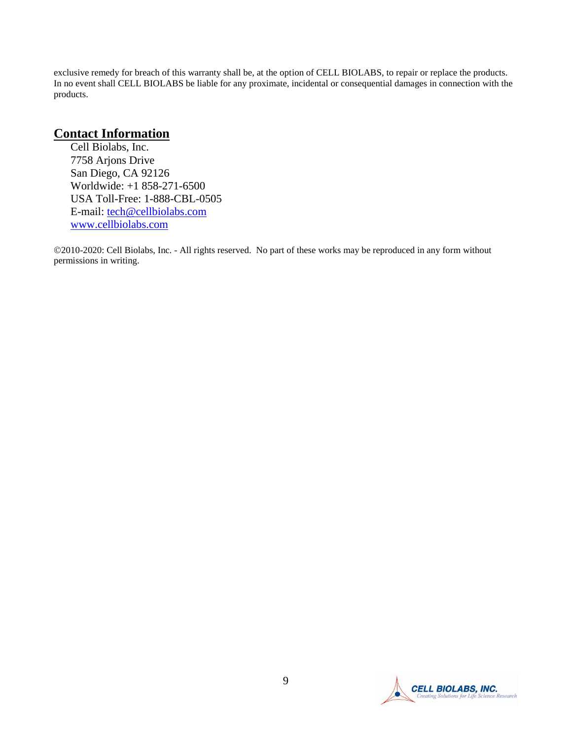exclusive remedy for breach of this warranty shall be, at the option of CELL BIOLABS, to repair or replace the products. In no event shall CELL BIOLABS be liable for any proximate, incidental or consequential damages in connection with the products.

## Contact Information

Cell Biolabs, Inc.
7758 Arjons Drive
San Diego, CA 92126
Worldwide: +1 858-271-6500
USA Toll-Free: 1-888-CBL-0505
E-mail: tech@cellbiolabs.com
www.cellbiolabs.com

©2010-2020: Cell Biolabs, Inc. - All rights reserved. No part of these works may be reproduced in any form without permissions in writing.